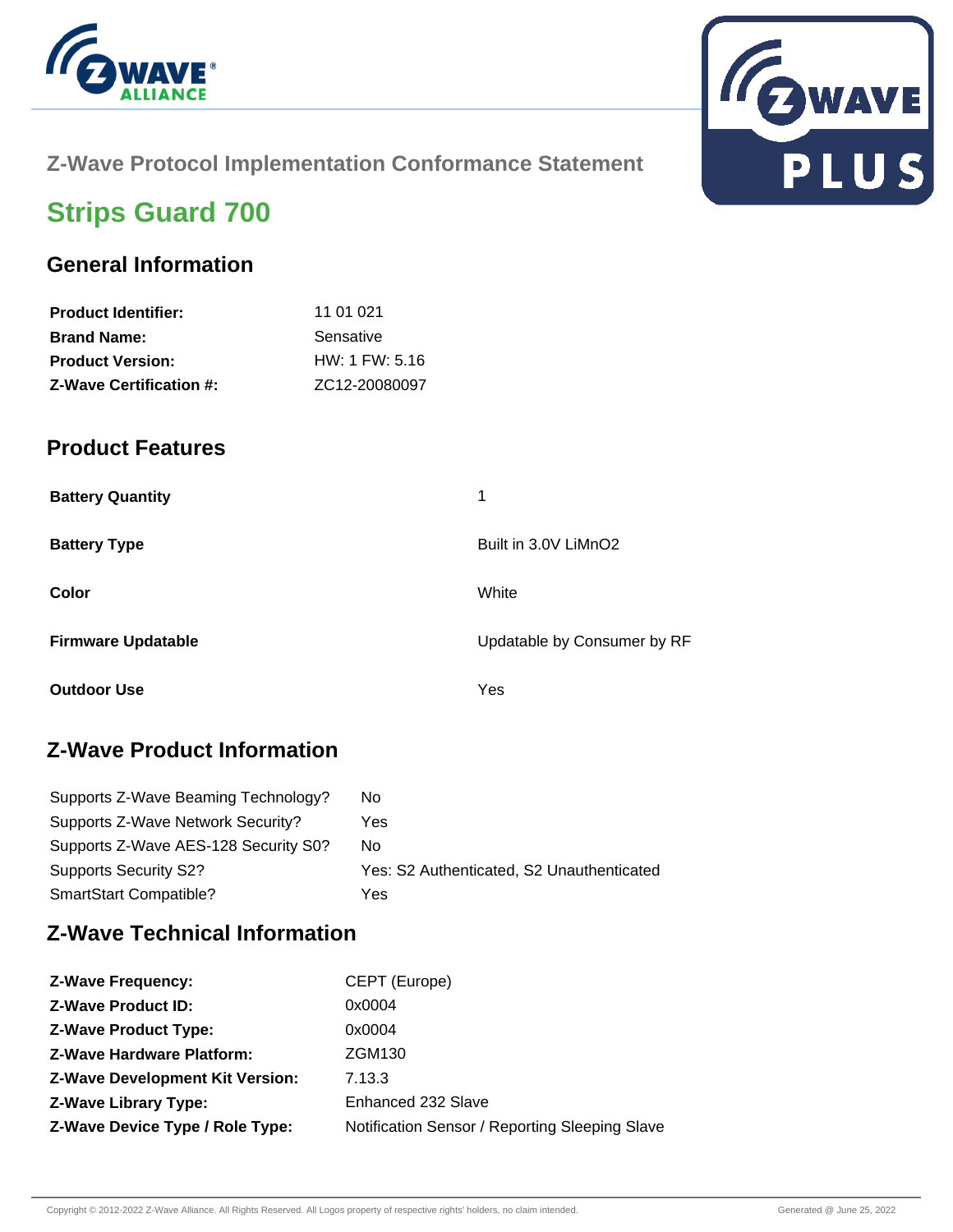Z-Wave Protocol Implementation Conformance Statement

# Strips Guard 700

## General Information

| | |
|---|---|
| **Product Identifier:** | 11 01 021 |
| **Brand Name:** | Sensative |
| **Product Version:** | HW: 1 FW: 5.16 |
| **Z-Wave Certification #:** | ZC12-20080097 |

## Product Features

| | |
|---|---|
| **Battery Quantity** | 1 |
| **Battery Type** | Built in 3.0V LiMnO2 |
| **Color** | White |
| **Firmware Updatable** | Updatable by Consumer by RF |
| **Outdoor Use** | Yes |

## Z-Wave Product Information

| | |
|---|---|
| Supports Z-Wave Beaming Technology? | No |
| Supports Z-Wave Network Security? | Yes |
| Supports Z-Wave AES-128 Security S0? | No |
| Supports Security S2? | Yes: S2 Authenticated, S2 Unauthenticated |
| SmartStart Compatible? | Yes |

## Z-Wave Technical Information

| | |
|---|---|
| **Z-Wave Frequency:** | CEPT (Europe) |
| **Z-Wave Product ID:** | 0x0004 |
| **Z-Wave Product Type:** | 0x0004 |
| **Z-Wave Hardware Platform:** | ZGM130 |
| **Z-Wave Development Kit Version:** | 7.13.3 |
| **Z-Wave Library Type:** | Enhanced 232 Slave |
| **Z-Wave Device Type / Role Type:** | Notification Sensor / Reporting Sleeping Slave |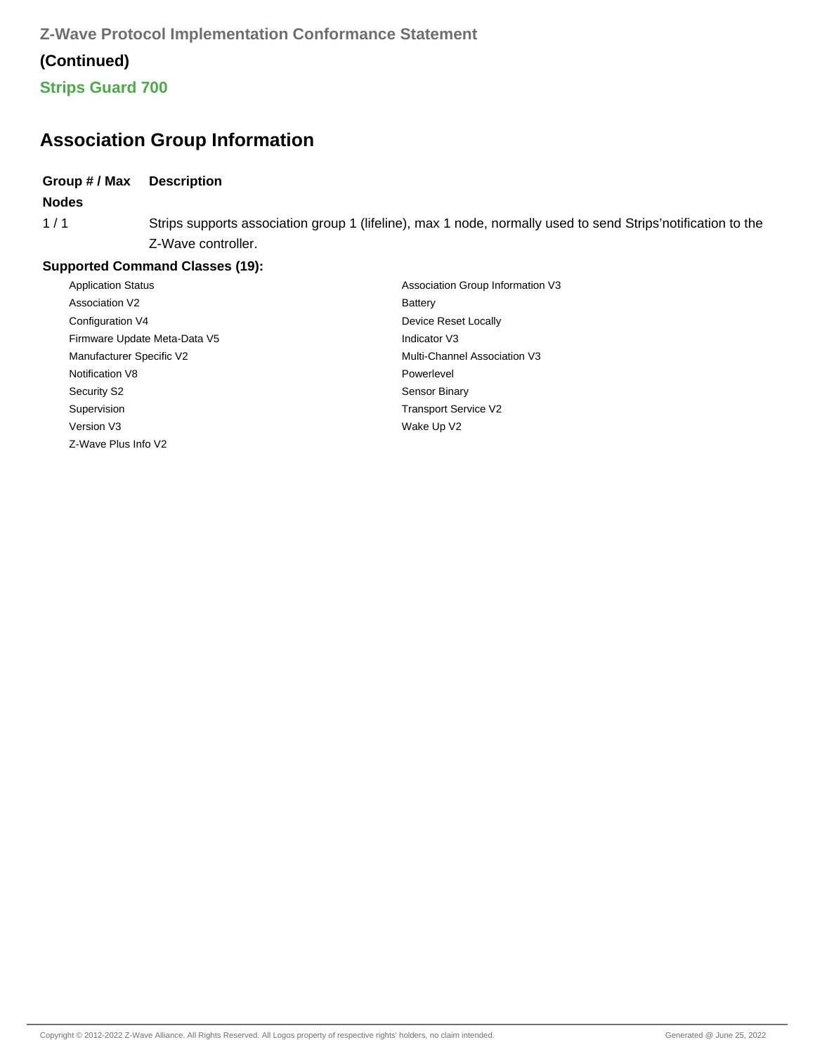## Z-Wave Protocol Implementation Conformance Statement

### (Continued)

### Strips Guard 700

## Association Group Information

| Group # / Max Nodes | Description |
|---|---|
| 1 / 1 | Strips supports association group 1 (lifeline), max 1 node, normally used to send Strips'notification to the Z-Wave controller. |

**Supported Command Classes (19):**

- Application Status
- Association Group Information V3
- Association V2
- Battery
- Configuration V4
- Device Reset Locally
- Firmware Update Meta-Data V5
- Indicator V3
- Manufacturer Specific V2
- Multi-Channel Association V3
- Notification V8
- Powerlevel
- Security S2
- Sensor Binary
- Supervision
- Transport Service V2
- Version V3
- Wake Up V2
- Z-Wave Plus Info V2

Copyright © 2012-2022 Z-Wave Alliance. All Rights Reserved. All Logos property of respective rights' holders, no claim intended.

Generated @ June 25, 2022